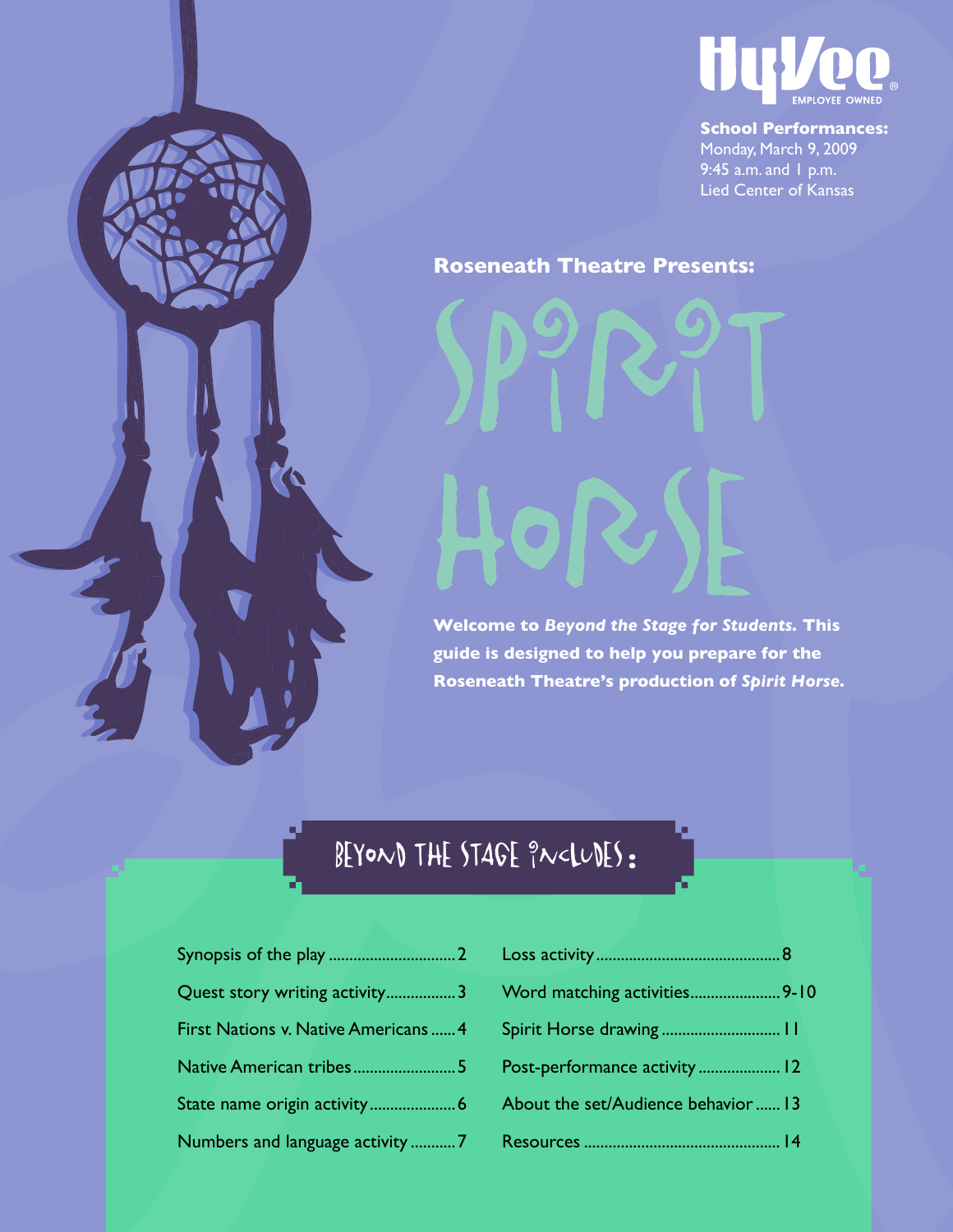Hy-Vee EMPLOYEE OWNED

**School Performances:**
Monday, March 9, 2009
9:45 a.m. and 1 p.m.
Lied Center of Kansas

**Roseneath Theatre Presents:**

# Spirit Horse

**Welcome to *Beyond the Stage for Students.* This guide is designed to help you prepare for the Roseneath Theatre's production of *Spirit Horse.***

## Beyond the Stage includes:

- Synopsis of the play .............................. 2
- Quest story writing activity ................. 3
- First Nations v. Native Americans ...... 4
- Native American tribes ......................... 5
- State name origin activity ..................... 6
- Numbers and language activity ........... 7
- Loss activity ............................................ 8
- Word matching activities ..................... 9-10
- Spirit Horse drawing ............................ 11
- Post-performance activity ................... 12
- About the set/Audience behavior ...... 13
- Resources ............................................... 14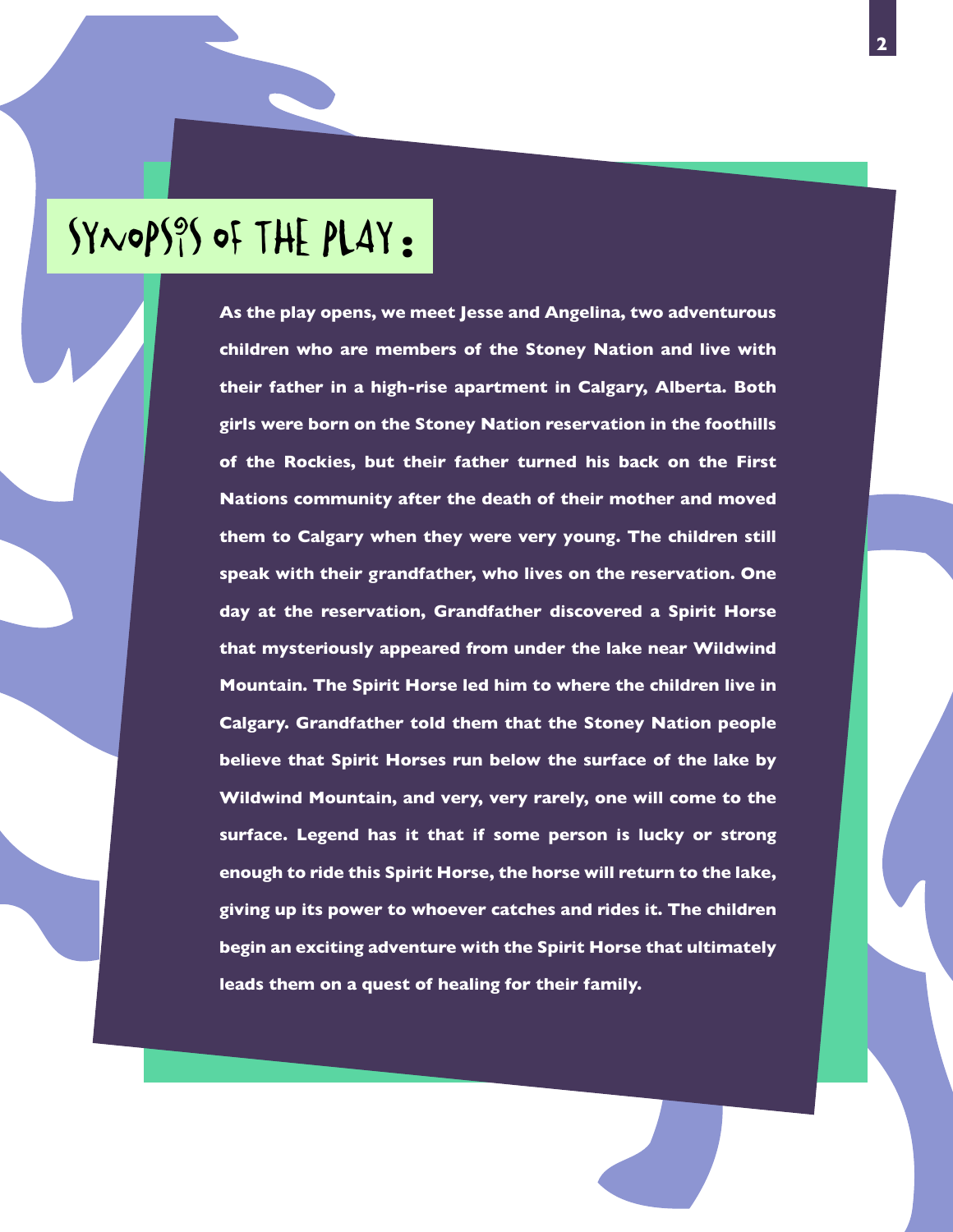# Synopsis of the Play:

As the play opens, we meet Jesse and Angelina, two adventurous children who are members of the Stoney Nation and live with their father in a high-rise apartment in Calgary, Alberta. Both girls were born on the Stoney Nation reservation in the foothills of the Rockies, but their father turned his back on the First Nations community after the death of their mother and moved them to Calgary when they were very young. The children still speak with their grandfather, who lives on the reservation. One day at the reservation, Grandfather discovered a Spirit Horse that mysteriously appeared from under the lake near Wildwind Mountain. The Spirit Horse led him to where the children live in Calgary. Grandfather told them that the Stoney Nation people believe that Spirit Horses run below the surface of the lake by Wildwind Mountain, and very, very rarely, one will come to the surface. Legend has it that if some person is lucky or strong enough to ride this Spirit Horse, the horse will return to the lake, giving up its power to whoever catches and rides it. The children begin an exciting adventure with the Spirit Horse that ultimately leads them on a quest of healing for their family.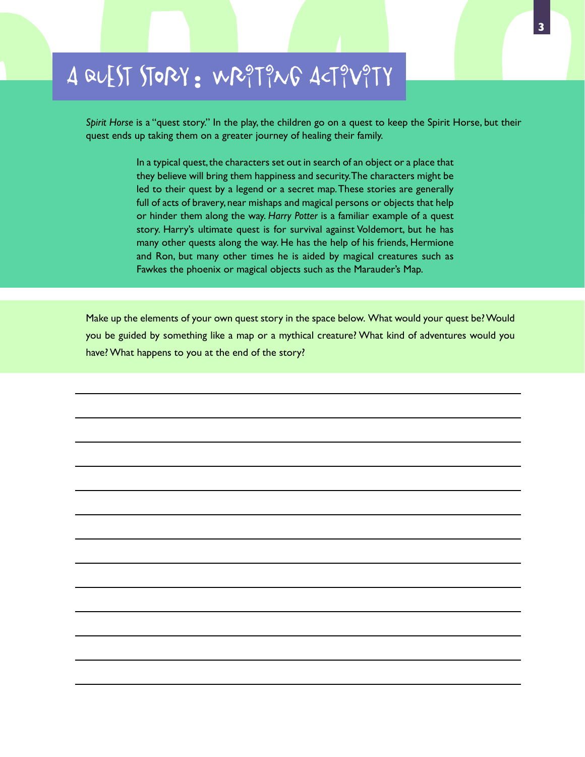# A Quest Story: Writing Activity

*Spirit Horse* is a "quest story." In the play, the children go on a quest to keep the Spirit Horse, but their quest ends up taking them on a greater journey of healing their family.

> In a typical quest, the characters set out in search of an object or a place that they believe will bring them happiness and security. The characters might be led to their quest by a legend or a secret map. These stories are generally full of acts of bravery, near mishaps and magical persons or objects that help or hinder them along the way. *Harry Potter* is a familiar example of a quest story. Harry's ultimate quest is for survival against Voldemort, but he has many other quests along the way. He has the help of his friends, Hermione and Ron, but many other times he is aided by magical creatures such as Fawkes the phoenix or magical objects such as the Marauder's Map.

Make up the elements of your own quest story in the space below. What would your quest be? Would you be guided by something like a map or a mythical creature? What kind of adventures would you have? What happens to you at the end of the story?

\_\_\_\_\_\_\_\_\_\_\_\_\_\_\_\_\_\_\_\_\_\_\_\_\_\_\_\_\_\_\_\_\_\_\_\_\_\_\_\_\_\_\_\_\_\_\_\_\_\_\_\_\_\_\_\_\_\_\_\_\_\_\_\_\_\_\_\_\_\_\_\_\_\_\_\_

\_\_\_\_\_\_\_\_\_\_\_\_\_\_\_\_\_\_\_\_\_\_\_\_\_\_\_\_\_\_\_\_\_\_\_\_\_\_\_\_\_\_\_\_\_\_\_\_\_\_\_\_\_\_\_\_\_\_\_\_\_\_\_\_\_\_\_\_\_\_\_\_\_\_\_\_

\_\_\_\_\_\_\_\_\_\_\_\_\_\_\_\_\_\_\_\_\_\_\_\_\_\_\_\_\_\_\_\_\_\_\_\_\_\_\_\_\_\_\_\_\_\_\_\_\_\_\_\_\_\_\_\_\_\_\_\_\_\_\_\_\_\_\_\_\_\_\_\_\_\_\_\_

\_\_\_\_\_\_\_\_\_\_\_\_\_\_\_\_\_\_\_\_\_\_\_\_\_\_\_\_\_\_\_\_\_\_\_\_\_\_\_\_\_\_\_\_\_\_\_\_\_\_\_\_\_\_\_\_\_\_\_\_\_\_\_\_\_\_\_\_\_\_\_\_\_\_\_\_

\_\_\_\_\_\_\_\_\_\_\_\_\_\_\_\_\_\_\_\_\_\_\_\_\_\_\_\_\_\_\_\_\_\_\_\_\_\_\_\_\_\_\_\_\_\_\_\_\_\_\_\_\_\_\_\_\_\_\_\_\_\_\_\_\_\_\_\_\_\_\_\_\_\_\_\_

\_\_\_\_\_\_\_\_\_\_\_\_\_\_\_\_\_\_\_\_\_\_\_\_\_\_\_\_\_\_\_\_\_\_\_\_\_\_\_\_\_\_\_\_\_\_\_\_\_\_\_\_\_\_\_\_\_\_\_\_\_\_\_\_\_\_\_\_\_\_\_\_\_\_\_\_

\_\_\_\_\_\_\_\_\_\_\_\_\_\_\_\_\_\_\_\_\_\_\_\_\_\_\_\_\_\_\_\_\_\_\_\_\_\_\_\_\_\_\_\_\_\_\_\_\_\_\_\_\_\_\_\_\_\_\_\_\_\_\_\_\_\_\_\_\_\_\_\_\_\_\_\_

\_\_\_\_\_\_\_\_\_\_\_\_\_\_\_\_\_\_\_\_\_\_\_\_\_\_\_\_\_\_\_\_\_\_\_\_\_\_\_\_\_\_\_\_\_\_\_\_\_\_\_\_\_\_\_\_\_\_\_\_\_\_\_\_\_\_\_\_\_\_\_\_\_\_\_\_

\_\_\_\_\_\_\_\_\_\_\_\_\_\_\_\_\_\_\_\_\_\_\_\_\_\_\_\_\_\_\_\_\_\_\_\_\_\_\_\_\_\_\_\_\_\_\_\_\_\_\_\_\_\_\_\_\_\_\_\_\_\_\_\_\_\_\_\_\_\_\_\_\_\_\_\_

\_\_\_\_\_\_\_\_\_\_\_\_\_\_\_\_\_\_\_\_\_\_\_\_\_\_\_\_\_\_\_\_\_\_\_\_\_\_\_\_\_\_\_\_\_\_\_\_\_\_\_\_\_\_\_\_\_\_\_\_\_\_\_\_\_\_\_\_\_\_\_\_\_\_\_\_

\_\_\_\_\_\_\_\_\_\_\_\_\_\_\_\_\_\_\_\_\_\_\_\_\_\_\_\_\_\_\_\_\_\_\_\_\_\_\_\_\_\_\_\_\_\_\_\_\_\_\_\_\_\_\_\_\_\_\_\_\_\_\_\_\_\_\_\_\_\_\_\_\_\_\_\_

\_\_\_\_\_\_\_\_\_\_\_\_\_\_\_\_\_\_\_\_\_\_\_\_\_\_\_\_\_\_\_\_\_\_\_\_\_\_\_\_\_\_\_\_\_\_\_\_\_\_\_\_\_\_\_\_\_\_\_\_\_\_\_\_\_\_\_\_\_\_\_\_\_\_\_\_

\_\_\_\_\_\_\_\_\_\_\_\_\_\_\_\_\_\_\_\_\_\_\_\_\_\_\_\_\_\_\_\_\_\_\_\_\_\_\_\_\_\_\_\_\_\_\_\_\_\_\_\_\_\_\_\_\_\_\_\_\_\_\_\_\_\_\_\_\_\_\_\_\_\_\_\_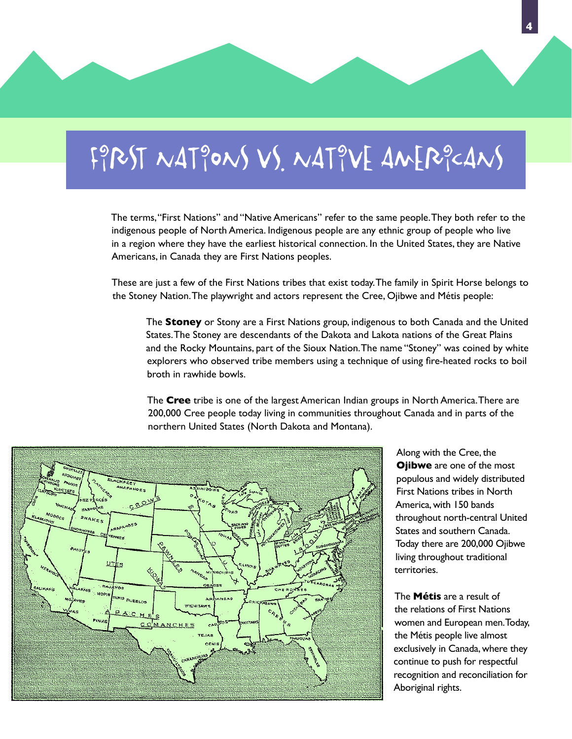# FIRST NATIONS VS. NATIVE AMERICANS

The terms, "First Nations" and "Native Americans" refer to the same people. They both refer to the indigenous people of North America. Indigenous people are any ethnic group of people who live in a region where they have the earliest historical connection. In the United States, they are Native Americans, in Canada they are First Nations peoples.

These are just a few of the First Nations tribes that exist today. The family in Spirit Horse belongs to the Stoney Nation. The playwright and actors represent the Cree, Ojibwe and Métis people:

The **Stoney** or Stony are a First Nations group, indigenous to both Canada and the United States. The Stoney are descendants of the Dakota and Lakota nations of the Great Plains and the Rocky Mountains, part of the Sioux Nation. The name "Stoney" was coined by white explorers who observed tribe members using a technique of using fire-heated rocks to boil broth in rawhide bowls.

The **Cree** tribe is one of the largest American Indian groups in North America. There are 200,000 Cree people today living in communities throughout Canada and in parts of the northern United States (North Dakota and Montana).

Along with the Cree, the **Ojibwe** are one of the most populous and widely distributed First Nations tribes in North America, with 150 bands throughout north-central United States and southern Canada. Today there are 200,000 Ojibwe living throughout traditional territories.

The **Métis** are a result of the relations of First Nations women and European men. Today, the Métis people live almost exclusively in Canada, where they continue to push for respectful recognition and reconciliation for Aboriginal rights.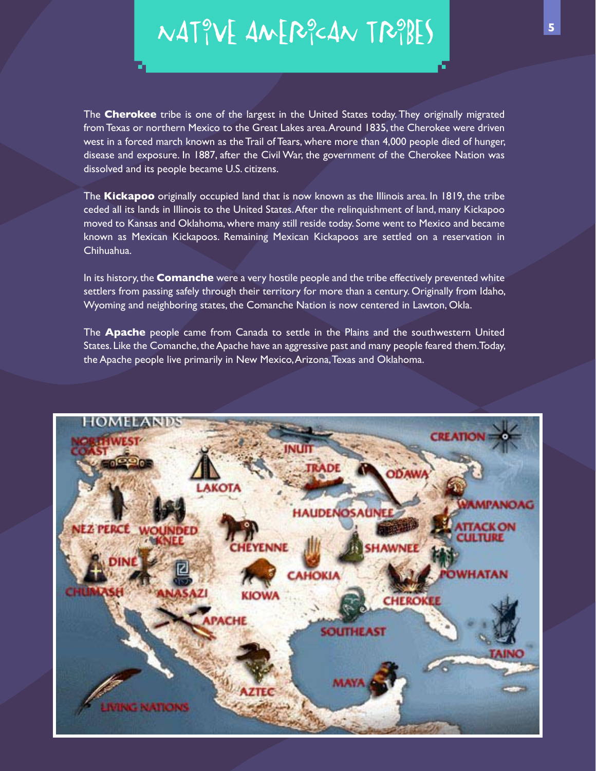# NATIVE AMERICAN TRIBES

The **Cherokee** tribe is one of the largest in the United States today. They originally migrated from Texas or northern Mexico to the Great Lakes area. Around 1835, the Cherokee were driven west in a forced march known as the Trail of Tears, where more than 4,000 people died of hunger, disease and exposure. In 1887, after the Civil War, the government of the Cherokee Nation was dissolved and its people became U.S. citizens.

The **Kickapoo** originally occupied land that is now known as the Illinois area. In 1819, the tribe ceded all its lands in Illinois to the United States. After the relinquishment of land, many Kickapoo moved to Kansas and Oklahoma, where many still reside today. Some went to Mexico and became known as Mexican Kickapoos. Remaining Mexican Kickapoos are settled on a reservation in Chihuahua.

In its history, the **Comanche** were a very hostile people and the tribe effectively prevented white settlers from passing safely through their territory for more than a century. Originally from Idaho, Wyoming and neighboring states, the Comanche Nation is now centered in Lawton, Okla.

The **Apache** people came from Canada to settle in the Plains and the southwestern United States. Like the Comanche, the Apache have an aggressive past and many people feared them. Today, the Apache people live primarily in New Mexico, Arizona, Texas and Oklahoma.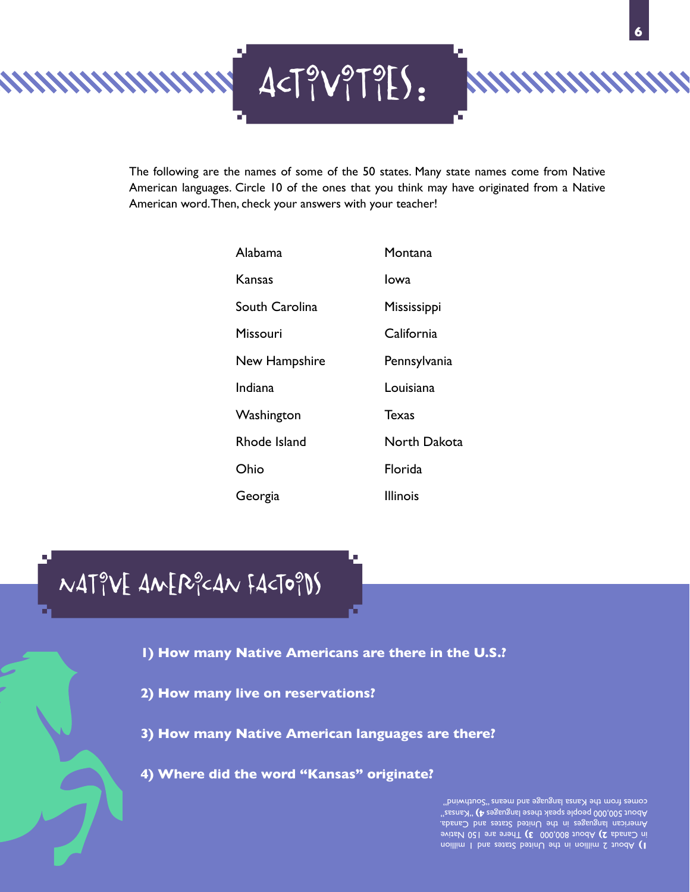# ACTIVITIES:

The following are the names of some of the 50 states. Many state names come from Native American languages. Circle 10 of the ones that you think may have originated from a Native American word. Then, check your answers with your teacher!

| | |
|---|---|
| Alabama | Montana |
| Kansas | Iowa |
| South Carolina | Mississippi |
| Missouri | California |
| New Hampshire | Pennsylvania |
| Indiana | Louisiana |
| Washington | Texas |
| Rhode Island | North Dakota |
| Ohio | Florida |
| Georgia | Illinois |

## NATIVE AMERICAN FACTOIDS

**1) How many Native Americans are there in the U.S.?**

**2) How many live on reservations?**

**3) How many Native American languages are there?**

**4) Where did the word "Kansas" originate?**

**1)** About 2 million in the United States and 1 million in Canada **2)** About 800,000 **3)** There are 150 Native American languages in the United States and Canada. About 500,000 people speak these languages **4)** "Kansas" comes from the Kansa language and means "Southwind."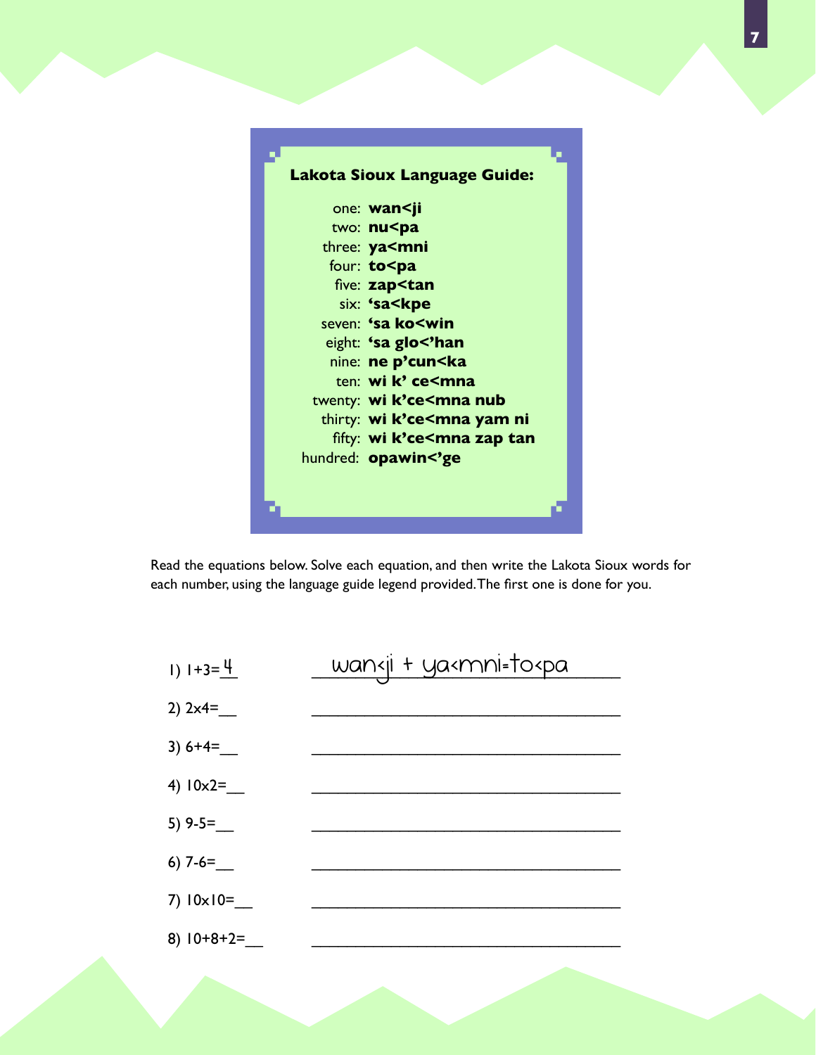**Lakota Sioux Language Guide:**

one: **wan<ji**
two: **nu<pa**
three: **ya<mni**
four: **to<pa**
five: **zap<tan**
six: **'sa<kpe**
seven: **'sa ko<win**
eight: **'sa glo<'han**
nine: **ne p'cun<ka**
ten: **wi k' ce<mna**
twenty: **wi k'ce<mna nub**
thirty: **wi k'ce<mna yam ni**
fifty: **wi k'ce<mna zap tan**
hundred: **opawin<'ge**

Read the equations below. Solve each equation, and then write the Lakota Sioux words for each number, using the language guide legend provided. The first one is done for you.

1) 1+3=4 wan<ji + ya<mni=to<pa

2) 2x4=___ ________________________________

3) 6+4=___ ________________________________

4) 10x2=___ ________________________________

5) 9-5=___ ________________________________

6) 7-6=___ ________________________________

7) 10x10=___ ________________________________

8) 10+8+2=___ ________________________________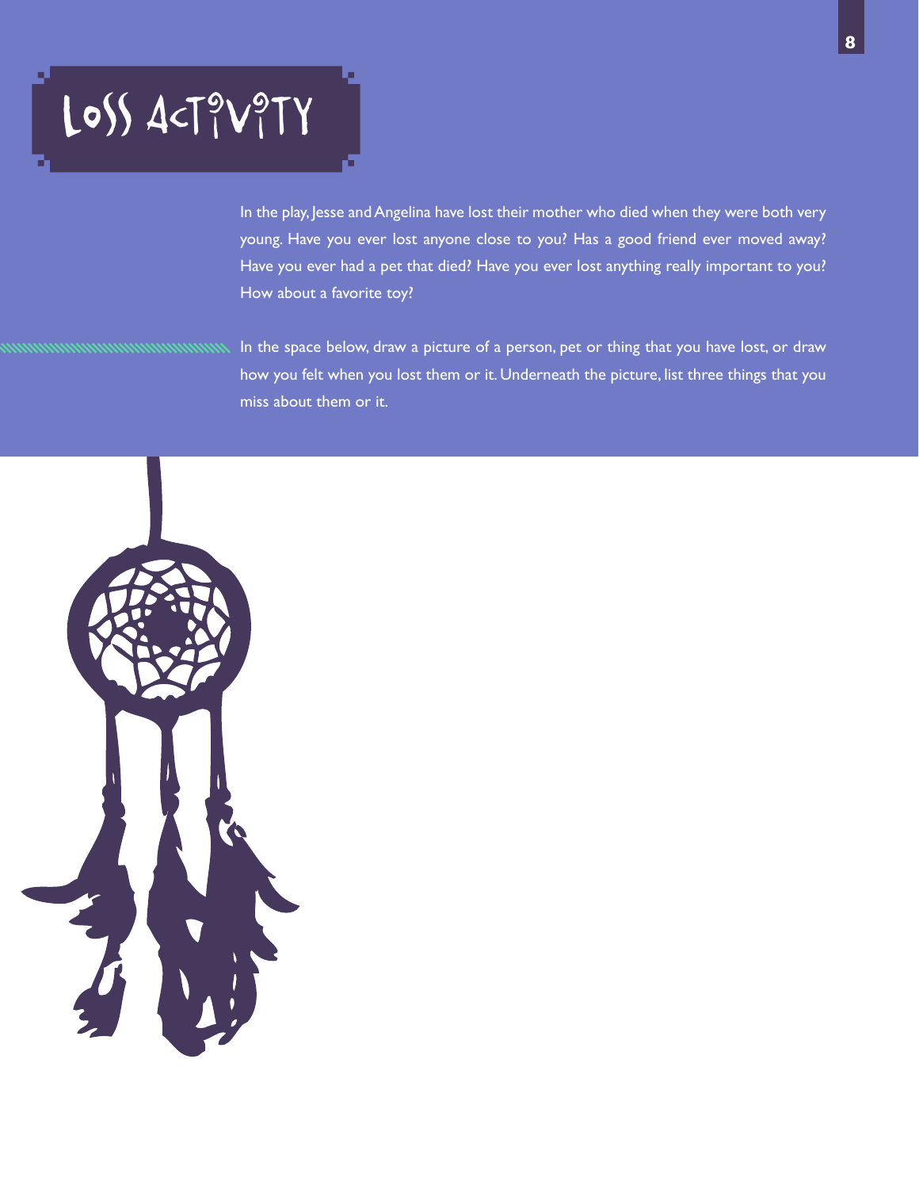# Loss Activity

In the play, Jesse and Angelina have lost their mother who died when they were both very young. Have you ever lost anyone close to you? Has a good friend ever moved away? Have you ever had a pet that died? Have you ever lost anything really important to you? How about a favorite toy?

In the space below, draw a picture of a person, pet or thing that you have lost, or draw how you felt when you lost them or it. Underneath the picture, list three things that you miss about them or it.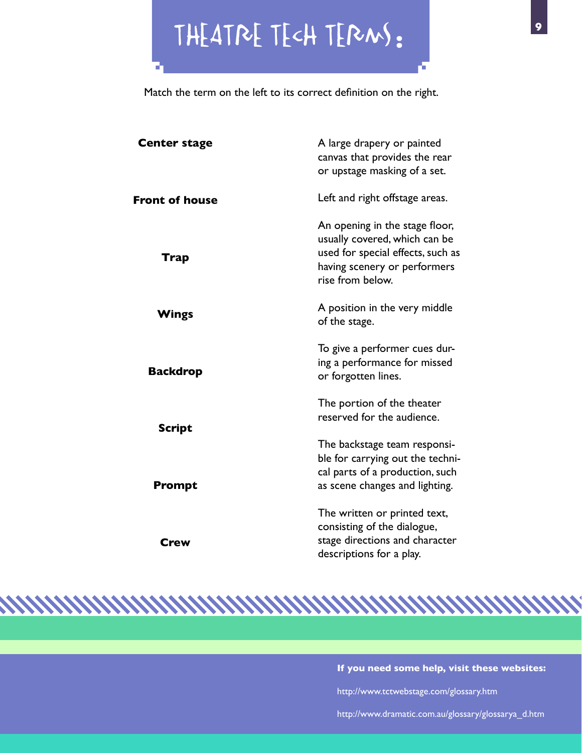# THEATRE TECH TERMS:

Match the term on the left to its correct definition on the right.

| | |
|---|---|
| **Center stage** | A large drapery or painted canvas that provides the rear or upstage masking of a set. |
| **Front of house** | Left and right offstage areas. |
| **Trap** | An opening in the stage floor, usually covered, which can be used for special effects, such as having scenery or performers rise from below. |
| **Wings** | A position in the very middle of the stage. |
| **Backdrop** | To give a performer cues during a performance for missed or forgotten lines. |
| **Script** | The portion of the theater reserved for the audience. |
| **Prompt** | The backstage team responsible for carrying out the technical parts of a production, such as scene changes and lighting. |
| **Crew** | The written or printed text, consisting of the dialogue, stage directions and character descriptions for a play. |

**If you need some help, visit these websites:**

http://www.tctwebstage.com/glossary.htm

http://www.dramatic.com.au/glossary/glossarya_d.htm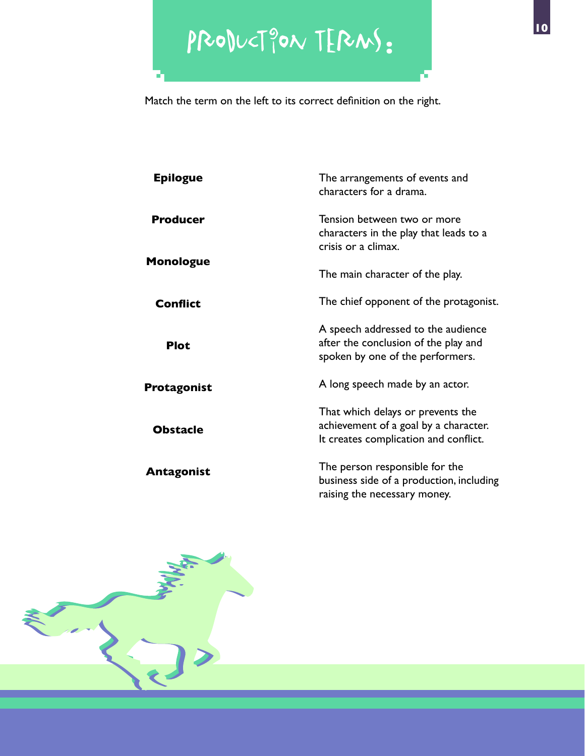# PRODUCTION TERMS:

Match the term on the left to its correct definition on the right.

| Term | Definition |
|---|---|
| **Epilogue** | The arrangements of events and characters for a drama. |
| **Producer** | Tension between two or more characters in the play that leads to a crisis or a climax. |
| **Monologue** | The main character of the play. |
| **Conflict** | The chief opponent of the protagonist. |
| **Plot** | A speech addressed to the audience after the conclusion of the play and spoken by one of the performers. |
| **Protagonist** | A long speech made by an actor. |
| **Obstacle** | That which delays or prevents the achievement of a goal by a character. It creates complication and conflict. |
| **Antagonist** | The person responsible for the business side of a production, including raising the necessary money. |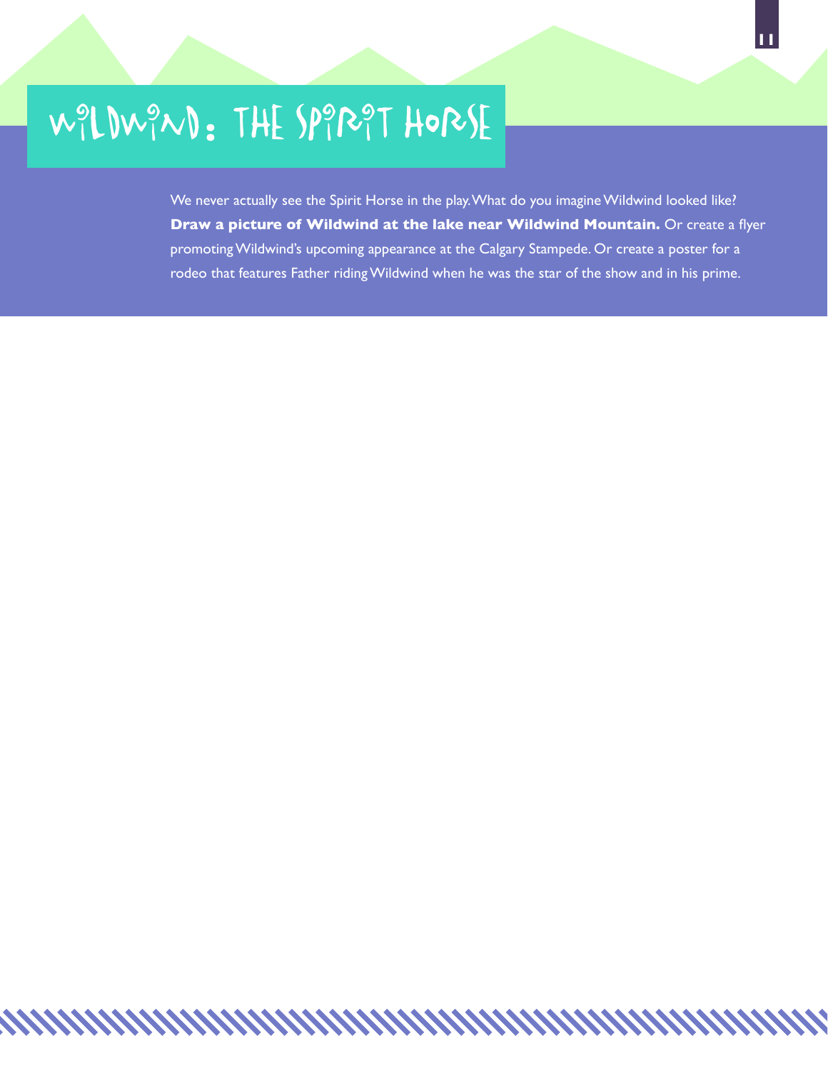# WILDWIND: THE SPIRIT HORSE

We never actually see the Spirit Horse in the play. What do you imagine Wildwind looked like? **Draw a picture of Wildwind at the lake near Wildwind Mountain.** Or create a flyer promoting Wildwind's upcoming appearance at the Calgary Stampede. Or create a poster for a rodeo that features Father riding Wildwind when he was the star of the show and in his prime.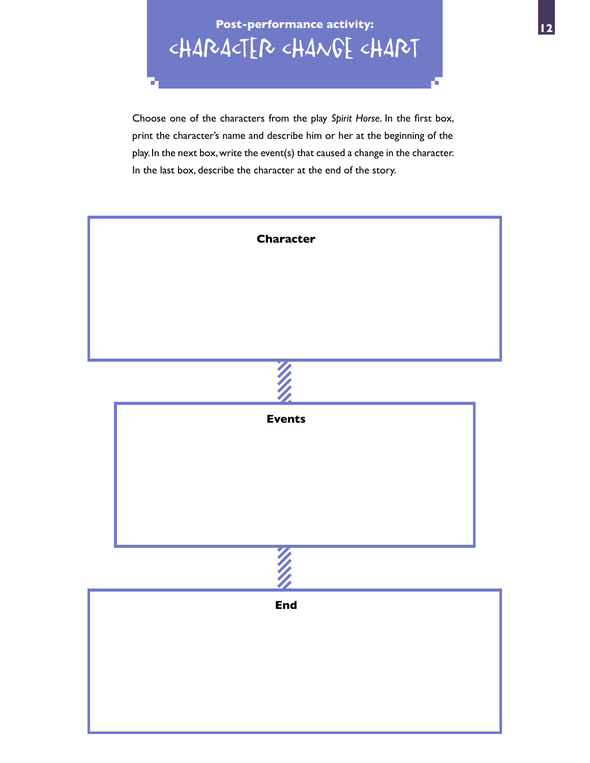**Post-performance activity:**

# Character Change Chart

Choose one of the characters from the play *Spirit Horse*. In the first box, print the character's name and describe him or her at the beginning of the play. In the next box, write the event(s) that caused a change in the character. In the last box, describe the character at the end of the story.

**Character**

**Events**

**End**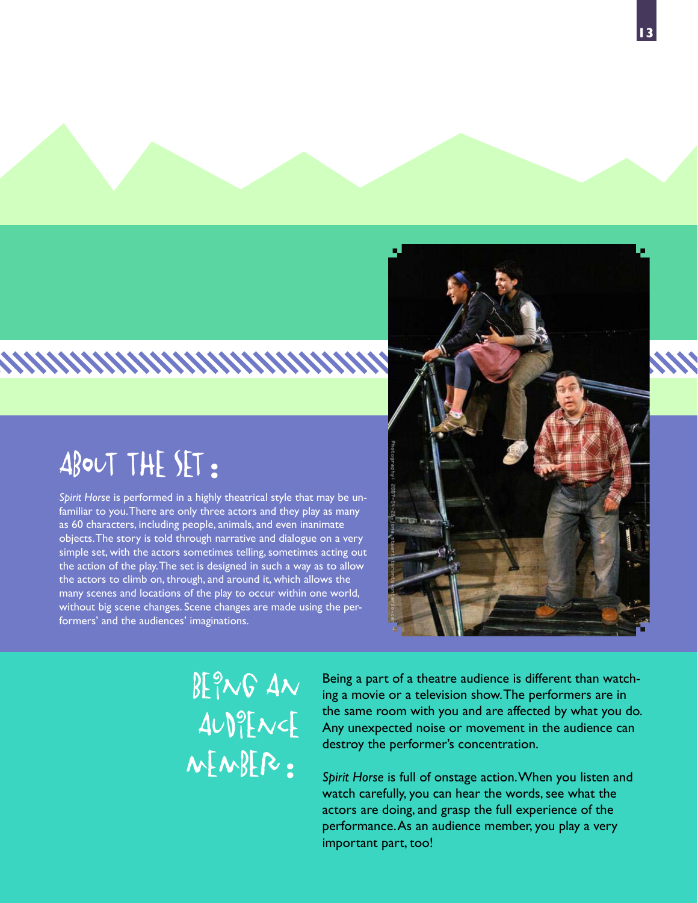## About the Set:

*Spirit Horse* is performed in a highly theatrical style that may be unfamiliar to you. There are only three actors and they play as many as 60 characters, including people, animals, and even inanimate objects. The story is told through narrative and dialogue on a very simple set, with the actors sometimes telling, sometimes acting out the action of the play. The set is designed in such a way as to allow the actors to climb on, through, and around it, which allows the many scenes and locations of the play to occur within one world, without big scene changes. Scene changes are made using the performers' and the audiences' imaginations.

## Being an Audience Member:

Being a part of a theatre audience is different than watching a movie or a television show. The performers are in the same room with you and are affected by what you do. Any unexpected noise or movement in the audience can destroy the performer's concentration.

*Spirit Horse* is full of onstage action. When you listen and watch carefully, you can hear the words, see what the actors are doing, and grasp the full experience of the performance. As an audience member, you play a very important part, too!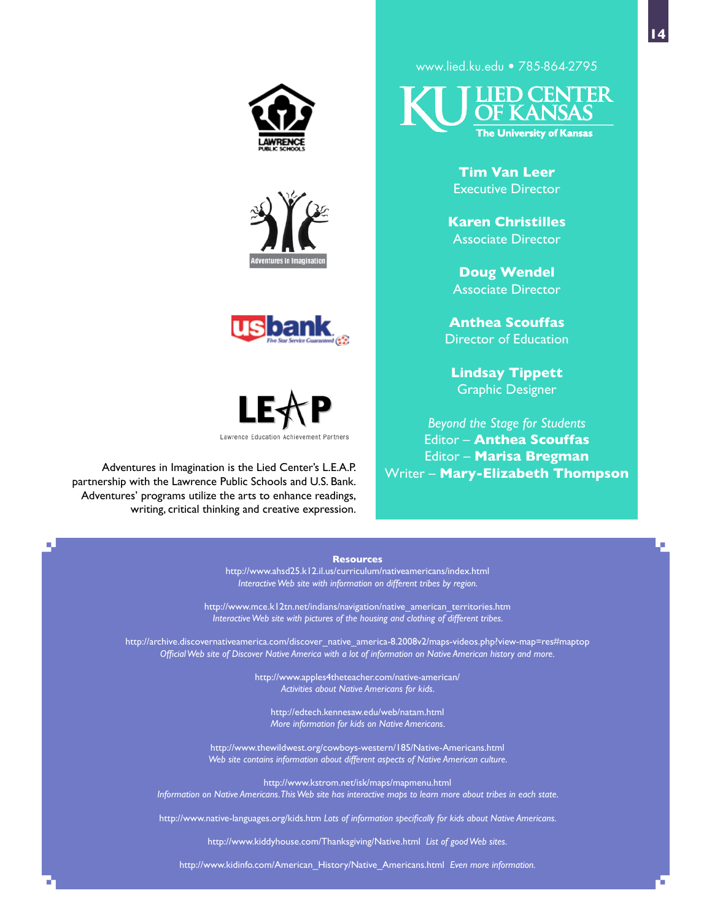Adventures in Imagination is the Lied Center's L.E.A.P. partnership with the Lawrence Public Schools and U.S. Bank. Adventures' programs utilize the arts to enhance readings, writing, critical thinking and creative expression.

www.lied.ku.edu • 785-864-2795

**Tim Van Leer**
Executive Director

**Karen Christilles**
Associate Director

**Doug Wendel**
Associate Director

**Anthea Scouffas**
Director of Education

**Lindsay Tippett**
Graphic Designer

*Beyond the Stage for Students*
Editor – **Anthea Scouffas**
Editor – **Marisa Bregman**
Writer – **Mary-Elizabeth Thompson**

**Resources**

http://www.ahsd25.k12.il.us/curriculum/nativeamericans/index.html
*Interactive Web site with information on different tribes by region.*

http://www.mce.k12tn.net/indians/navigation/native_american_territories.htm
*Interactive Web site with pictures of the housing and clothing of different tribes.*

http://archive.discovernativeamerica.com/discover_native_america-8.2008v2/maps-videos.php?view-map=res#maptop
*Official Web site of Discover Native America with a lot of information on Native American history and more.*

http://www.apples4theteacher.com/native-american/
*Activities about Native Americans for kids.*

http://edtech.kennesaw.edu/web/natam.html
*More information for kids on Native Americans.*

http://www.thewildwest.org/cowboys-western/185/Native-Americans.html
*Web site contains information about different aspects of Native American culture.*

http://www.kstrom.net/isk/maps/mapmenu.html
*Information on Native Americans. This Web site has interactive maps to learn more about tribes in each state.*

http://www.native-languages.org/kids.htm *Lots of information specifically for kids about Native Americans.*

http://www.kiddyhouse.com/Thanksgiving/Native.html *List of good Web sites.*

http://www.kidinfo.com/American_History/Native_Americans.html *Even more information.*